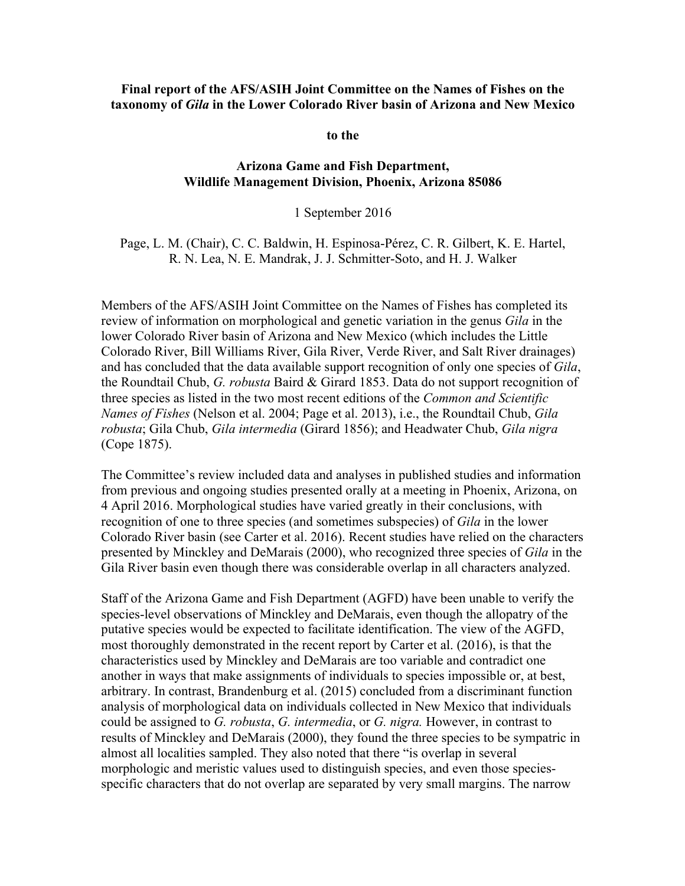**Final report of the AFS/ASIH Joint Committee on the Names of Fishes on the taxonomy of *Gila* in the Lower Colorado River basin of Arizona and New Mexico**

**to the**

**Arizona Game and Fish Department, Wildlife Management Division, Phoenix, Arizona 85086**

1 September 2016

Page, L. M. (Chair), C. C. Baldwin, H. Espinosa-Pérez, C. R. Gilbert, K. E. Hartel, R. N. Lea, N. E. Mandrak, J. J. Schmitter-Soto, and H. J. Walker

Members of the AFS/ASIH Joint Committee on the Names of Fishes has completed its review of information on morphological and genetic variation in the genus *Gila* in the lower Colorado River basin of Arizona and New Mexico (which includes the Little Colorado River, Bill Williams River, Gila River, Verde River, and Salt River drainages) and has concluded that the data available support recognition of only one species of *Gila*, the Roundtail Chub, *G. robusta* Baird & Girard 1853. Data do not support recognition of three species as listed in the two most recent editions of the *Common and Scientific Names of Fishes* (Nelson et al. 2004; Page et al. 2013), i.e., the Roundtail Chub, *Gila robusta*; Gila Chub, *Gila intermedia* (Girard 1856); and Headwater Chub, *Gila nigra* (Cope 1875).

The Committee's review included data and analyses in published studies and information from previous and ongoing studies presented orally at a meeting in Phoenix, Arizona, on 4 April 2016. Morphological studies have varied greatly in their conclusions, with recognition of one to three species (and sometimes subspecies) of *Gila* in the lower Colorado River basin (see Carter et al. 2016). Recent studies have relied on the characters presented by Minckley and DeMarais (2000), who recognized three species of *Gila* in the Gila River basin even though there was considerable overlap in all characters analyzed.

Staff of the Arizona Game and Fish Department (AGFD) have been unable to verify the species-level observations of Minckley and DeMarais, even though the allopatry of the putative species would be expected to facilitate identification. The view of the AGFD, most thoroughly demonstrated in the recent report by Carter et al. (2016), is that the characteristics used by Minckley and DeMarais are too variable and contradict one another in ways that make assignments of individuals to species impossible or, at best, arbitrary. In contrast, Brandenburg et al. (2015) concluded from a discriminant function analysis of morphological data on individuals collected in New Mexico that individuals could be assigned to *G. robusta*, *G. intermedia*, or *G. nigra.* However, in contrast to results of Minckley and DeMarais (2000), they found the three species to be sympatric in almost all localities sampled. They also noted that there "is overlap in several morphologic and meristic values used to distinguish species, and even those species-specific characters that do not overlap are separated by very small margins. The narrow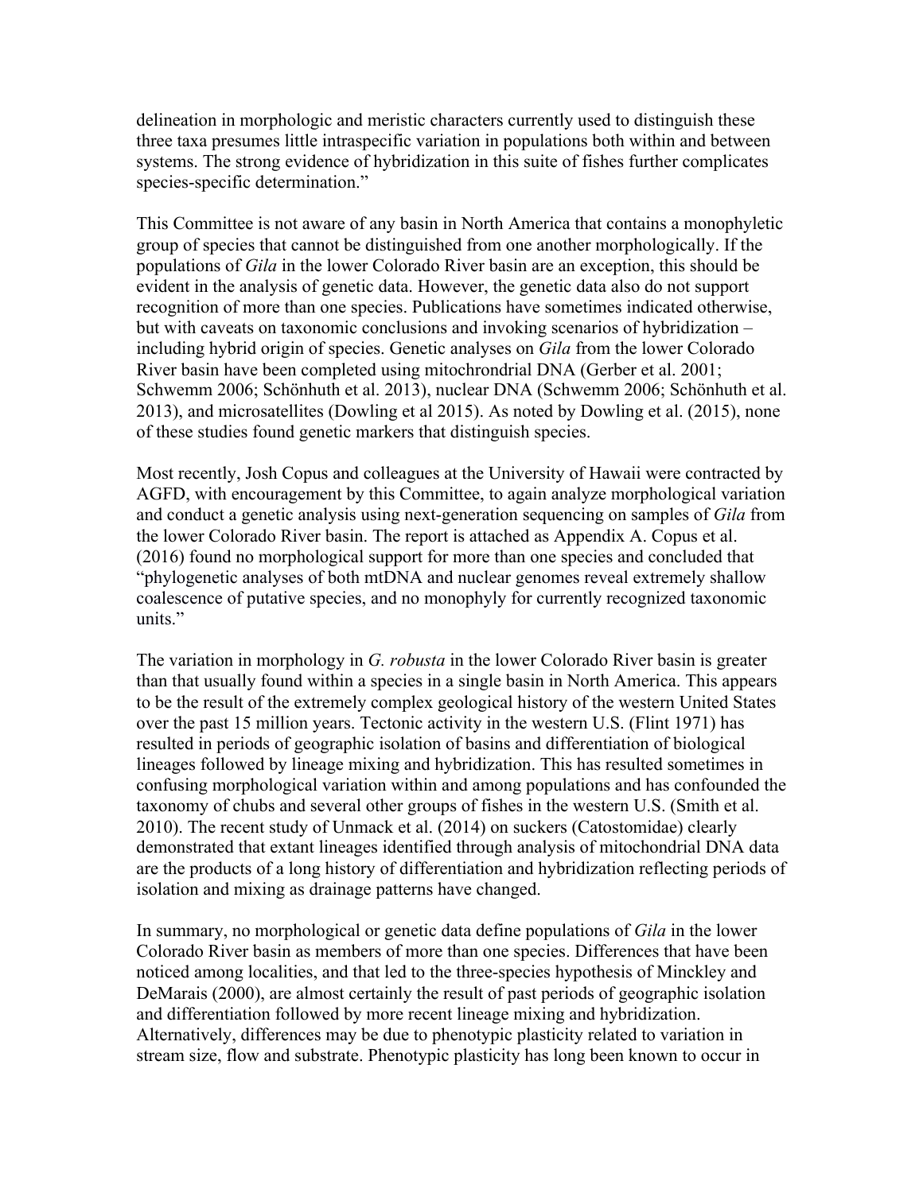delineation in morphologic and meristic characters currently used to distinguish these three taxa presumes little intraspecific variation in populations both within and between systems. The strong evidence of hybridization in this suite of fishes further complicates species-specific determination."

This Committee is not aware of any basin in North America that contains a monophyletic group of species that cannot be distinguished from one another morphologically. If the populations of *Gila* in the lower Colorado River basin are an exception, this should be evident in the analysis of genetic data. However, the genetic data also do not support recognition of more than one species. Publications have sometimes indicated otherwise, but with caveats on taxonomic conclusions and invoking scenarios of hybridization – including hybrid origin of species. Genetic analyses on *Gila* from the lower Colorado River basin have been completed using mitochrondrial DNA (Gerber et al. 2001; Schwemm 2006; Schönhuth et al. 2013), nuclear DNA (Schwemm 2006; Schönhuth et al. 2013), and microsatellites (Dowling et al 2015). As noted by Dowling et al. (2015), none of these studies found genetic markers that distinguish species.

Most recently, Josh Copus and colleagues at the University of Hawaii were contracted by AGFD, with encouragement by this Committee, to again analyze morphological variation and conduct a genetic analysis using next-generation sequencing on samples of *Gila* from the lower Colorado River basin. The report is attached as Appendix A. Copus et al. (2016) found no morphological support for more than one species and concluded that "phylogenetic analyses of both mtDNA and nuclear genomes reveal extremely shallow coalescence of putative species, and no monophyly for currently recognized taxonomic units."

The variation in morphology in *G. robusta* in the lower Colorado River basin is greater than that usually found within a species in a single basin in North America. This appears to be the result of the extremely complex geological history of the western United States over the past 15 million years. Tectonic activity in the western U.S. (Flint 1971) has resulted in periods of geographic isolation of basins and differentiation of biological lineages followed by lineage mixing and hybridization. This has resulted sometimes in confusing morphological variation within and among populations and has confounded the taxonomy of chubs and several other groups of fishes in the western U.S. (Smith et al. 2010). The recent study of Unmack et al. (2014) on suckers (Catostomidae) clearly demonstrated that extant lineages identified through analysis of mitochondrial DNA data are the products of a long history of differentiation and hybridization reflecting periods of isolation and mixing as drainage patterns have changed.

In summary, no morphological or genetic data define populations of *Gila* in the lower Colorado River basin as members of more than one species. Differences that have been noticed among localities, and that led to the three-species hypothesis of Minckley and DeMarais (2000), are almost certainly the result of past periods of geographic isolation and differentiation followed by more recent lineage mixing and hybridization. Alternatively, differences may be due to phenotypic plasticity related to variation in stream size, flow and substrate. Phenotypic plasticity has long been known to occur in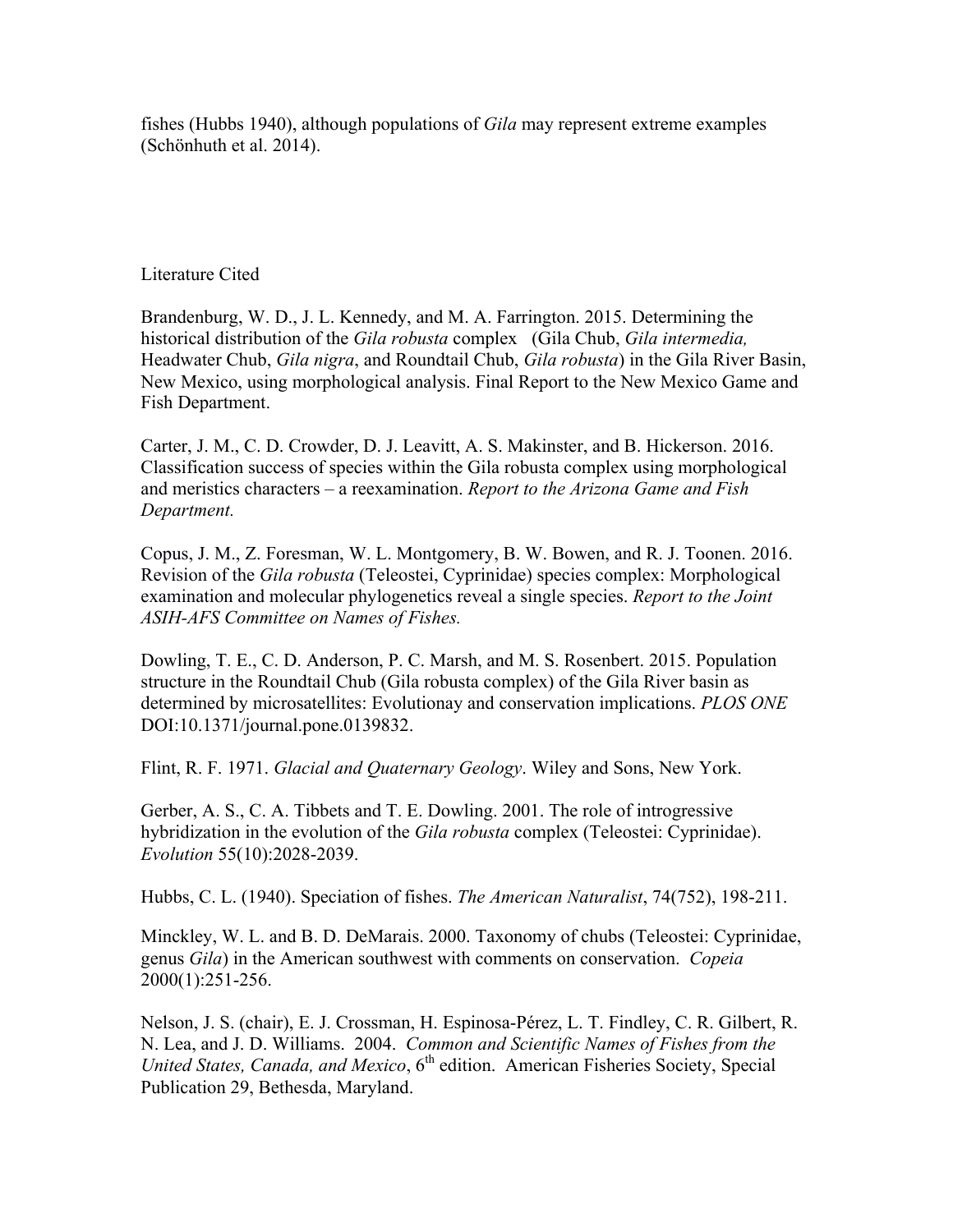fishes (Hubbs 1940), although populations of *Gila* may represent extreme examples (Schönhuth et al. 2014).

## Literature Cited

Brandenburg, W. D., J. L. Kennedy, and M. A. Farrington. 2015. Determining the historical distribution of the *Gila robusta* complex (Gila Chub, *Gila intermedia,* Headwater Chub, *Gila nigra*, and Roundtail Chub, *Gila robusta*) in the Gila River Basin, New Mexico, using morphological analysis. Final Report to the New Mexico Game and Fish Department.

Carter, J. M., C. D. Crowder, D. J. Leavitt, A. S. Makinster, and B. Hickerson. 2016. Classification success of species within the Gila robusta complex using morphological and meristics characters – a reexamination. *Report to the Arizona Game and Fish Department.*

Copus, J. M., Z. Foresman, W. L. Montgomery, B. W. Bowen, and R. J. Toonen. 2016. Revision of the *Gila robusta* (Teleostei, Cyprinidae) species complex: Morphological examination and molecular phylogenetics reveal a single species. *Report to the Joint ASIH-AFS Committee on Names of Fishes.*

Dowling, T. E., C. D. Anderson, P. C. Marsh, and M. S. Rosenbert. 2015. Population structure in the Roundtail Chub (Gila robusta complex) of the Gila River basin as determined by microsatellites: Evolutionay and conservation implications. *PLOS ONE* DOI:10.1371/journal.pone.0139832.

Flint, R. F. 1971. *Glacial and Quaternary Geology*. Wiley and Sons, New York.

Gerber, A. S., C. A. Tibbets and T. E. Dowling. 2001. The role of introgressive hybridization in the evolution of the *Gila robusta* complex (Teleostei: Cyprinidae). *Evolution* 55(10):2028-2039.

Hubbs, C. L. (1940). Speciation of fishes. *The American Naturalist*, 74(752), 198-211.

Minckley, W. L. and B. D. DeMarais. 2000. Taxonomy of chubs (Teleostei: Cyprinidae, genus *Gila*) in the American southwest with comments on conservation. *Copeia* 2000(1):251-256.

Nelson, J. S. (chair), E. J. Crossman, H. Espinosa-Pérez, L. T. Findley, C. R. Gilbert, R. N. Lea, and J. D. Williams. 2004. *Common and Scientific Names of Fishes from the United States, Canada, and Mexico*, 6th edition. American Fisheries Society, Special Publication 29, Bethesda, Maryland.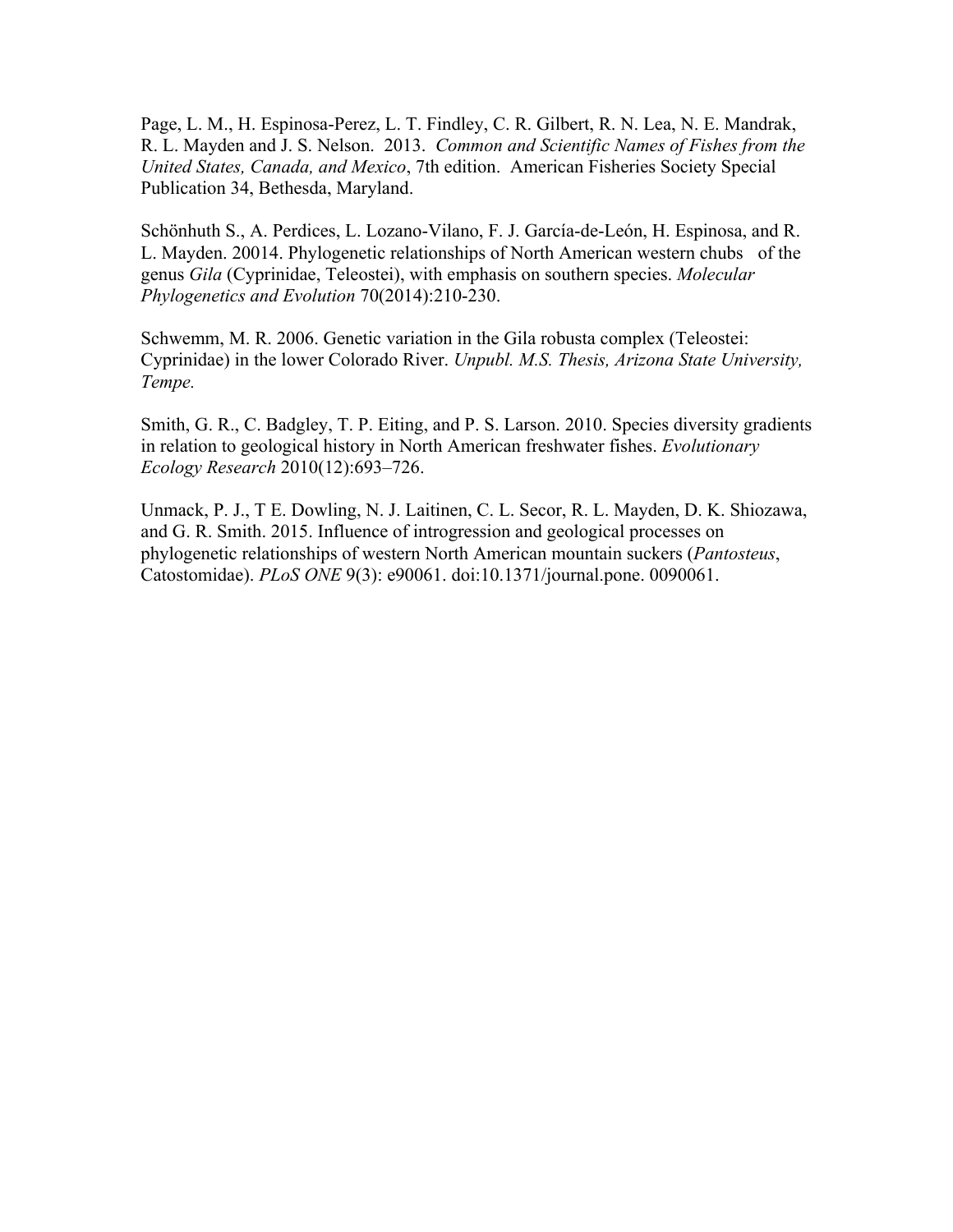Page, L. M., H. Espinosa-Perez, L. T. Findley, C. R. Gilbert, R. N. Lea, N. E. Mandrak, R. L. Mayden and J. S. Nelson. 2013. *Common and Scientific Names of Fishes from the United States, Canada, and Mexico*, 7th edition. American Fisheries Society Special Publication 34, Bethesda, Maryland.

Schönhuth S., A. Perdices, L. Lozano-Vilano, F. J. García-de-León, H. Espinosa, and R. L. Mayden. 20014. Phylogenetic relationships of North American western chubs of the genus *Gila* (Cyprinidae, Teleostei), with emphasis on southern species. *Molecular Phylogenetics and Evolution* 70(2014):210-230.

Schwemm, M. R. 2006. Genetic variation in the Gila robusta complex (Teleostei: Cyprinidae) in the lower Colorado River. *Unpubl. M.S. Thesis, Arizona State University, Tempe.*

Smith, G. R., C. Badgley, T. P. Eiting, and P. S. Larson. 2010. Species diversity gradients in relation to geological history in North American freshwater fishes. *Evolutionary Ecology Research* 2010(12):693–726.

Unmack, P. J., T E. Dowling, N. J. Laitinen, C. L. Secor, R. L. Mayden, D. K. Shiozawa, and G. R. Smith. 2015. Influence of introgression and geological processes on phylogenetic relationships of western North American mountain suckers (*Pantosteus*, Catostomidae). *PLoS ONE* 9(3): e90061. doi:10.1371/journal.pone. 0090061.